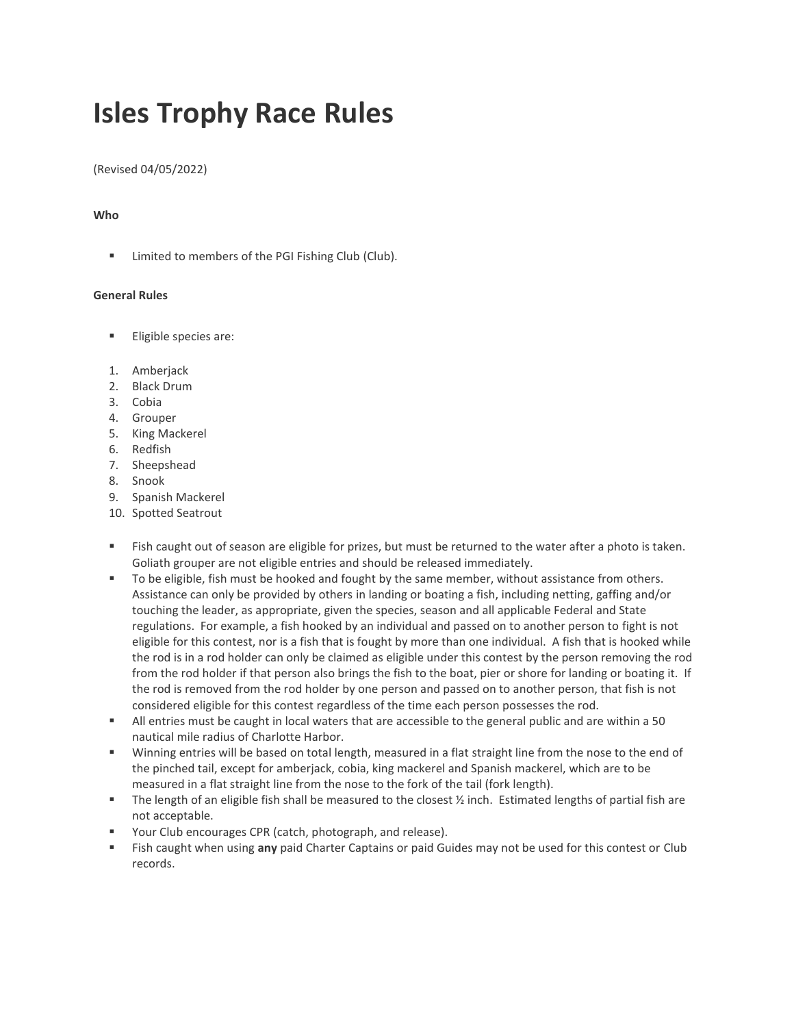# Isles Trophy Race Rules

(Revised 04/05/2022)

**Who**

- Limited to members of the PGI Fishing Club (Club).

**General Rules**

- Eligible species are:

1. Amberjack
2. Black Drum
3. Cobia
4. Grouper
5. King Mackerel
6. Redfish
7. Sheepshead
8. Snook
9. Spanish Mackerel
10. Spotted Seatrout

- Fish caught out of season are eligible for prizes, but must be returned to the water after a photo is taken. Goliath grouper are not eligible entries and should be released immediately.
- To be eligible, fish must be hooked and fought by the same member, without assistance from others. Assistance can only be provided by others in landing or boating a fish, including netting, gaffing and/or touching the leader, as appropriate, given the species, season and all applicable Federal and State regulations. For example, a fish hooked by an individual and passed on to another person to fight is not eligible for this contest, nor is a fish that is fought by more than one individual. A fish that is hooked while the rod is in a rod holder can only be claimed as eligible under this contest by the person removing the rod from the rod holder if that person also brings the fish to the boat, pier or shore for landing or boating it. If the rod is removed from the rod holder by one person and passed on to another person, that fish is not considered eligible for this contest regardless of the time each person possesses the rod.
- All entries must be caught in local waters that are accessible to the general public and are within a 50 nautical mile radius of Charlotte Harbor.
- Winning entries will be based on total length, measured in a flat straight line from the nose to the end of the pinched tail, except for amberjack, cobia, king mackerel and Spanish mackerel, which are to be measured in a flat straight line from the nose to the fork of the tail (fork length).
- The length of an eligible fish shall be measured to the closest ½ inch. Estimated lengths of partial fish are not acceptable.
- Your Club encourages CPR (catch, photograph, and release).
- Fish caught when using **any** paid Charter Captains or paid Guides may not be used for this contest or Club records.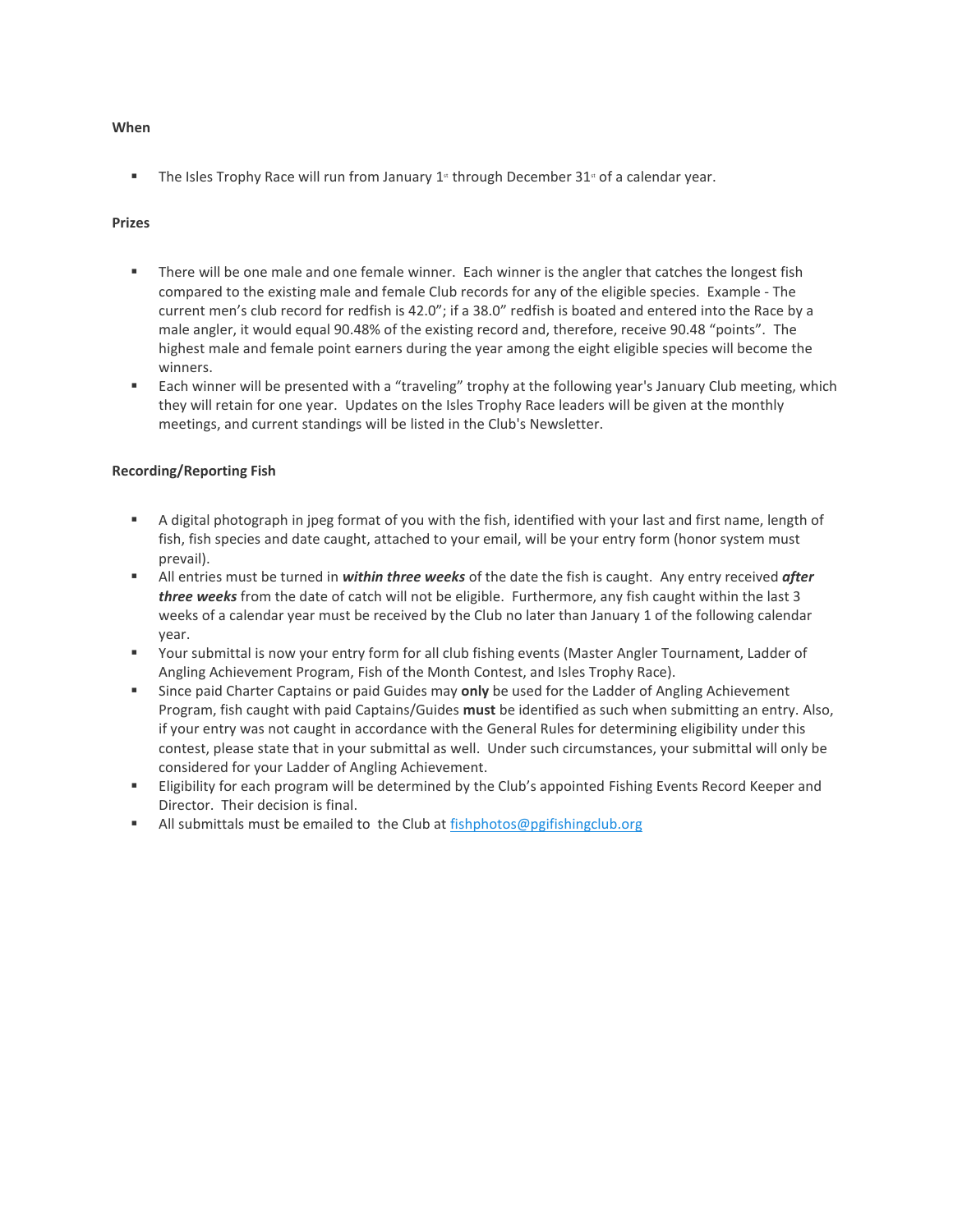**When**

- The Isles Trophy Race will run from January 1st through December 31st of a calendar year.

**Prizes**

- There will be one male and one female winner. Each winner is the angler that catches the longest fish compared to the existing male and female Club records for any of the eligible species. Example - The current men's club record for redfish is 42.0"; if a 38.0" redfish is boated and entered into the Race by a male angler, it would equal 90.48% of the existing record and, therefore, receive 90.48 "points". The highest male and female point earners during the year among the eight eligible species will become the winners.
- Each winner will be presented with a "traveling" trophy at the following year's January Club meeting, which they will retain for one year. Updates on the Isles Trophy Race leaders will be given at the monthly meetings, and current standings will be listed in the Club's Newsletter.

**Recording/Reporting Fish**

- A digital photograph in jpeg format of you with the fish, identified with your last and first name, length of fish, fish species and date caught, attached to your email, will be your entry form (honor system must prevail).
- All entries must be turned in ***within three weeks*** of the date the fish is caught. Any entry received ***after three weeks*** from the date of catch will not be eligible. Furthermore, any fish caught within the last 3 weeks of a calendar year must be received by the Club no later than January 1 of the following calendar year.
- Your submittal is now your entry form for all club fishing events (Master Angler Tournament, Ladder of Angling Achievement Program, Fish of the Month Contest, and Isles Trophy Race).
- Since paid Charter Captains or paid Guides may **only** be used for the Ladder of Angling Achievement Program, fish caught with paid Captains/Guides **must** be identified as such when submitting an entry. Also, if your entry was not caught in accordance with the General Rules for determining eligibility under this contest, please state that in your submittal as well. Under such circumstances, your submittal will only be considered for your Ladder of Angling Achievement.
- Eligibility for each program will be determined by the Club's appointed Fishing Events Record Keeper and Director. Their decision is final.
- All submittals must be emailed to the Club at fishphotos@pgifishingclub.org